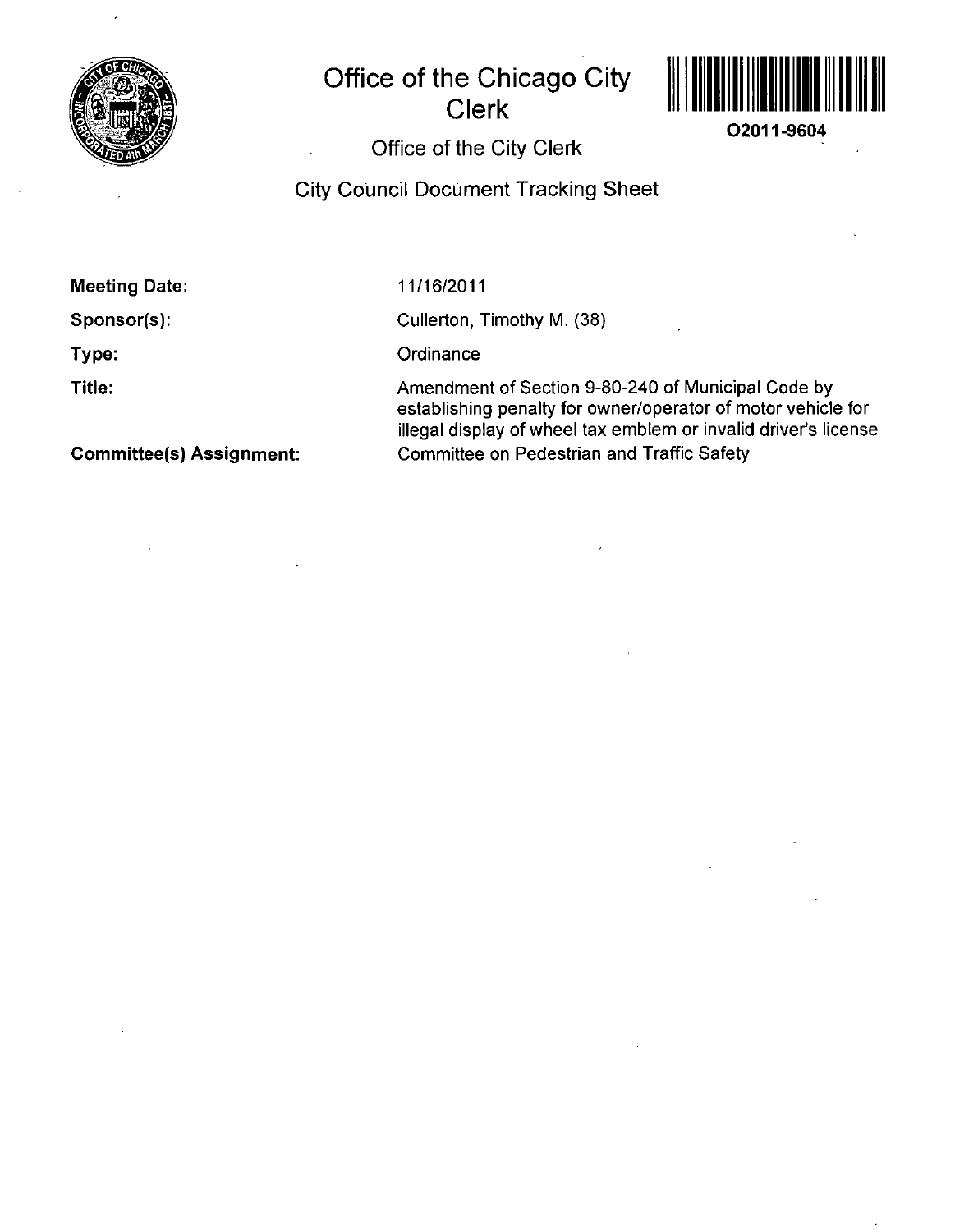# Office of the Chicago City Clerk

O2011-9604

## Office of the City Clerk

## City Council Document Tracking Sheet

**Meeting Date:** 11/16/2011

**Sponsor(s):** Cullerton, Timothy M. (38)

**Type:** Ordinance

**Title:** Amendment of Section 9-80-240 of Municipal Code by establishing penalty for owner/operator of motor vehicle for illegal display of wheel tax emblem or invalid driver's license

**Committee(s) Assignment:** Committee on Pedestrian and Traffic Safety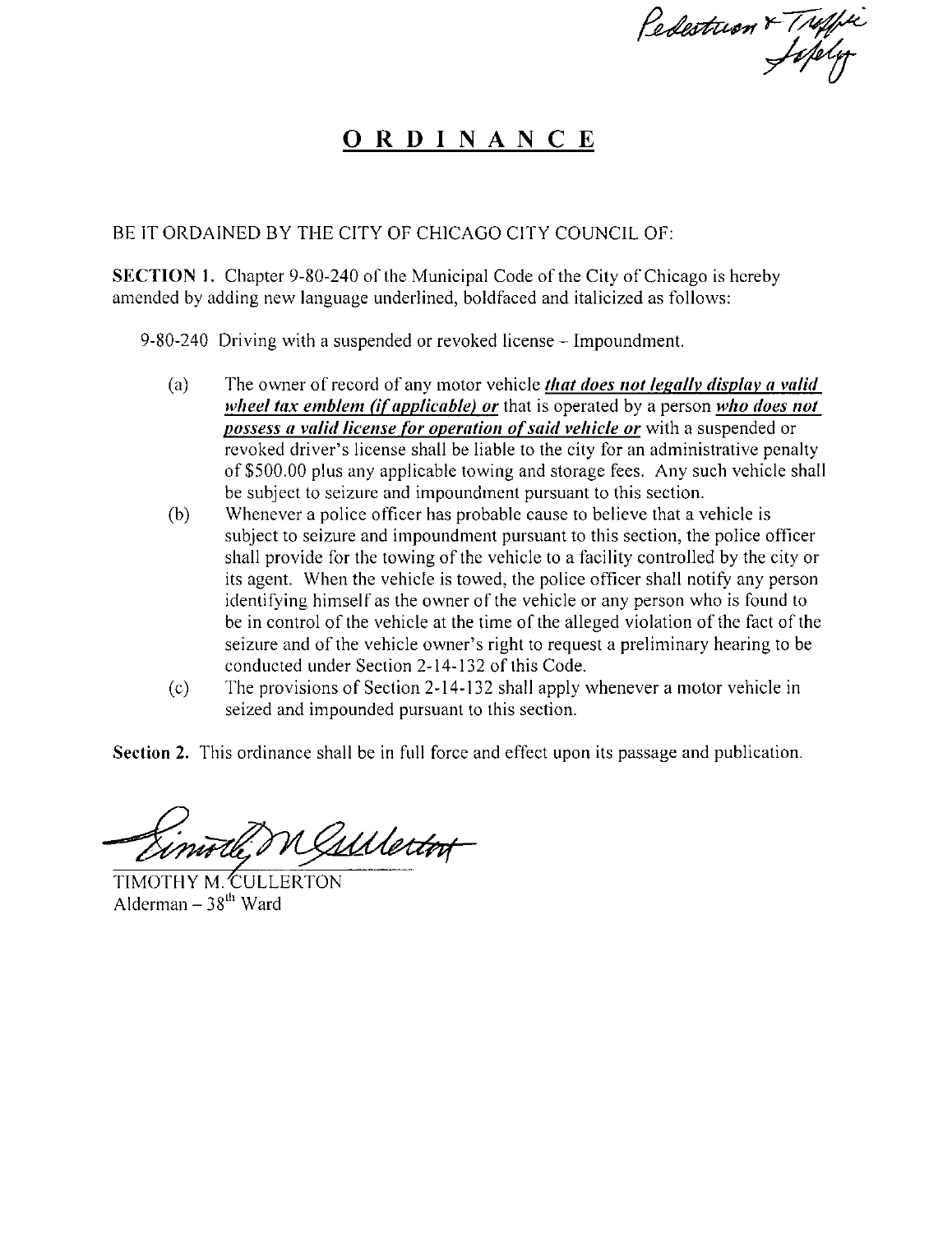Pedestrian & Traffic Safety

# ORDINANCE

BE IT ORDAINED BY THE CITY OF CHICAGO CITY COUNCIL OF:

**SECTION 1.** Chapter 9-80-240 of the Municipal Code of the City of Chicago is hereby amended by adding new language underlined, boldfaced and italicized as follows:

9-80-240 Driving with a suspended or revoked license – Impoundment.

(a) The owner of record of any motor vehicle ***<u>that does not legally display a valid wheel tax emblem (if applicable) or</u>*** that is operated by a person ***<u>who does not possess a valid license for operation of said vehicle or</u>*** with a suspended or revoked driver's license shall be liable to the city for an administrative penalty of $500.00 plus any applicable towing and storage fees. Any such vehicle shall be subject to seizure and impoundment pursuant to this section.

(b) Whenever a police officer has probable cause to believe that a vehicle is subject to seizure and impoundment pursuant to this section, the police officer shall provide for the towing of the vehicle to a facility controlled by the city or its agent. When the vehicle is towed, the police officer shall notify any person identifying himself as the owner of the vehicle or any person who is found to be in control of the vehicle at the time of the alleged violation of the fact of the seizure and of the vehicle owner's right to request a preliminary hearing to be conducted under Section 2-14-132 of this Code.

(c) The provisions of Section 2-14-132 shall apply whenever a motor vehicle in seized and impounded pursuant to this section.

**Section 2.** This ordinance shall be in full force and effect upon its passage and publication.

TIMOTHY M. CULLERTON
Alderman – 38th Ward